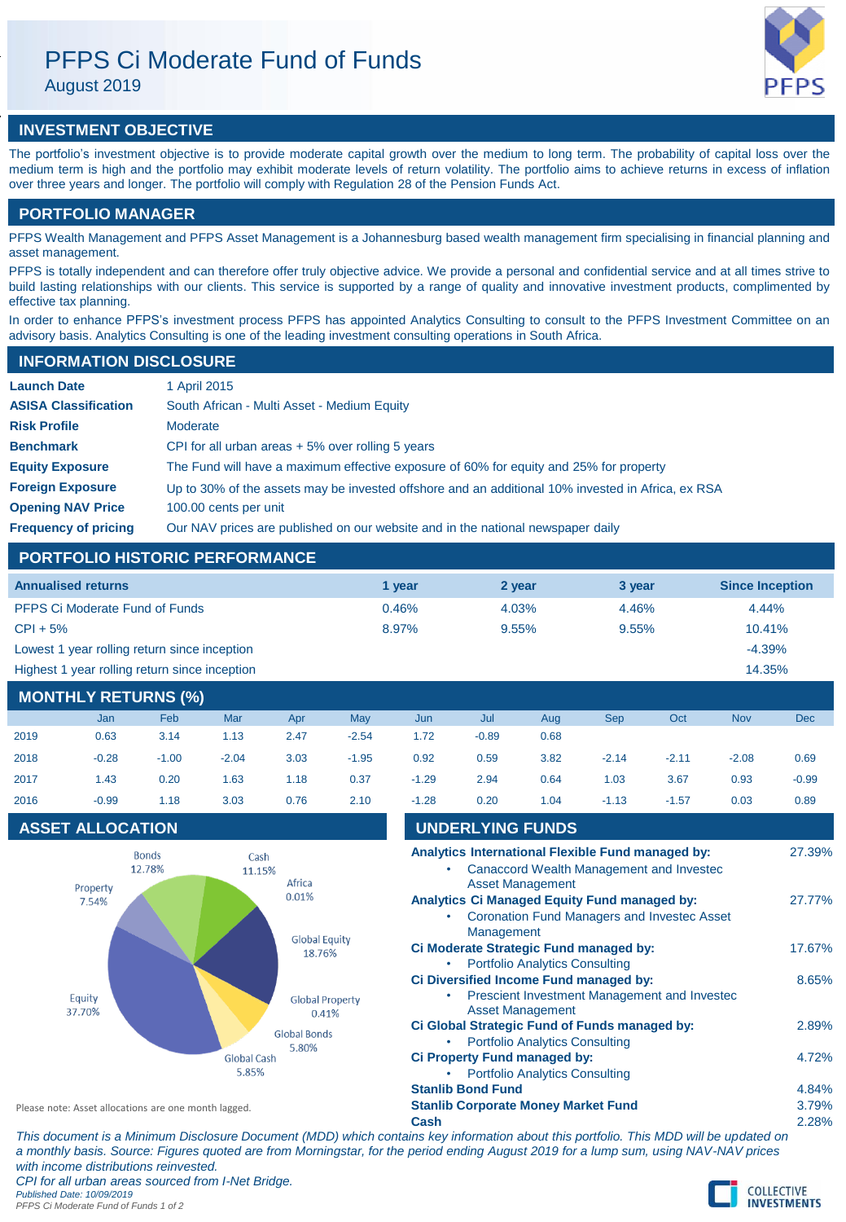# PFPS Ci Moderate Fund of Funds

August 2019

## INVESTMENT OBJECTIVE

The portfolio's investment objective is to provide moderate capital growth over the medium to long term. The probability of capital loss over the medium term is high and the portfolio may exhibit moderate levels of return volatility. The portfolio aims to achieve returns in excess of inflation over three years and longer. The portfolio will comply with Regulation 28 of the Pension Funds Act.

## PORTFOLIO MANAGER

PFPS Wealth Management and PFPS Asset Management is a Johannesburg based wealth management firm specialising in financial planning and asset management.

PFPS is totally independent and can therefore offer truly objective advice. We provide a personal and confidential service and at all times strive to build lasting relationships with our clients. This service is supported by a range of quality and innovative investment products, complimented by effective tax planning.

In order to enhance PFPS's investment process PFPS has appointed Analytics Consulting to consult to the PFPS Investment Committee on an advisory basis. Analytics Consulting is one of the leading investment consulting operations in South Africa.

## INFORMATION DISCLOSURE

| | |
|---|---|
| **Launch Date** | 1 April 2015 |
| **ASISA Classification** | South African - Multi Asset - Medium Equity |
| **Risk Profile** | Moderate |
| **Benchmark** | CPI for all urban areas + 5% over rolling 5 years |
| **Equity Exposure** | The Fund will have a maximum effective exposure of 60% for equity and 25% for property |
| **Foreign Exposure** | Up to 30% of the assets may be invested offshore and an additional 10% invested in Africa, ex RSA |
| **Opening NAV Price** | 100.00 cents per unit |
| **Frequency of pricing** | Our NAV prices are published on our website and in the national newspaper daily |

## PORTFOLIO HISTORIC PERFORMANCE

| Annualised returns | 1 year | 2 year | 3 year | Since Inception |
|---|---|---|---|---|
| PFPS Ci Moderate Fund of Funds | 0.46% | 4.03% | 4.46% | 4.44% |
| CPI + 5% | 8.97% | 9.55% | 9.55% | 10.41% |
| Lowest 1 year rolling return since inception | | | | -4.39% |
| Highest 1 year rolling return since inception | | | | 14.35% |

## MONTHLY RETURNS (%)

| | Jan | Feb | Mar | Apr | May | Jun | Jul | Aug | Sep | Oct | Nov | Dec |
|---|---|---|---|---|---|---|---|---|---|---|---|---|
| 2019 | 0.63 | 3.14 | 1.13 | 2.47 | -2.54 | 1.72 | -0.89 | 0.68 | | | | |
| 2018 | -0.28 | -1.00 | -2.04 | 3.03 | -1.95 | 0.92 | 0.59 | 3.82 | -2.14 | -2.11 | -2.08 | 0.69 |
| 2017 | 1.43 | 0.20 | 1.63 | 1.18 | 0.37 | -1.29 | 2.94 | 0.64 | 1.03 | 3.67 | 0.93 | -0.99 |
| 2016 | -0.99 | 1.18 | 3.03 | 0.76 | 2.10 | -1.28 | 0.20 | 1.04 | -1.13 | -1.57 | 0.03 | 0.89 |

## ASSET ALLOCATION

Bonds 12.78%
Cash 11.15%
Africa 0.01%
Property 7.54%
Global Equity 18.76%
Equity 37.70%
Global Property 0.41%
Global Bonds 5.80%
Global Cash 5.85%

Please note: Asset allocations are one month lagged.

## UNDERLYING FUNDS

| | |
|---|---|
| **Analytics International Flexible Fund managed by:** <br> • Canaccord Wealth Management and Investec Asset Management | 27.39% |
| **Analytics Ci Managed Equity Fund managed by:** <br> • Coronation Fund Managers and Investec Asset Management | 27.77% |
| **Ci Moderate Strategic Fund managed by:** <br> • Portfolio Analytics Consulting | 17.67% |
| **Ci Diversified Income Fund managed by:** <br> • Prescient Investment Management and Investec Asset Management | 8.65% |
| **Ci Global Strategic Fund of Funds managed by:** <br> • Portfolio Analytics Consulting | 2.89% |
| **Ci Property Fund managed by:** <br> • Portfolio Analytics Consulting | 4.72% |
| **Stanlib Bond Fund** | 4.84% |
| **Stanlib Corporate Money Market Fund** | 3.79% |
| **Cash** | 2.28% |

*This document is a Minimum Disclosure Document (MDD) which contains key information about this portfolio. This MDD will be updated on a monthly basis. Source: Figures quoted are from Morningstar, for the period ending August 2019 for a lump sum, using NAV-NAV prices with income distributions reinvested.*

*CPI for all urban areas sourced from I-Net Bridge.*

*Published Date: 10/09/2019*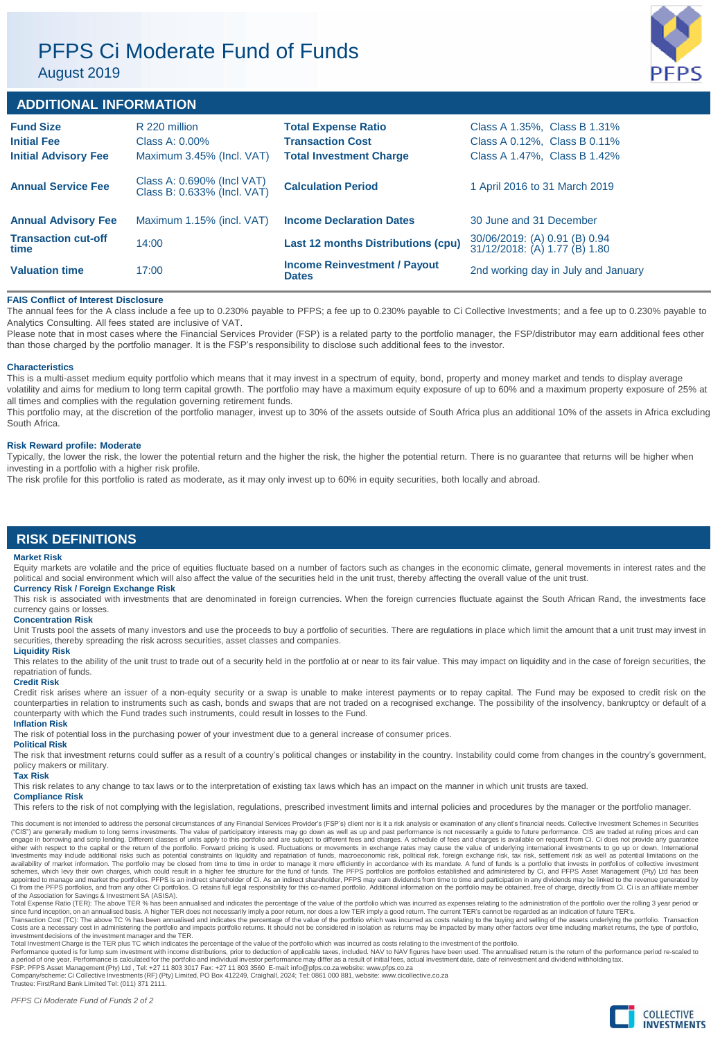# PFPS Ci Moderate Fund of Funds

August 2019

## ADDITIONAL INFORMATION

| | | | |
|---|---|---|---|
| **Fund Size** | R 220 million | **Total Expense Ratio** | Class A 1.35%, Class B 1.31% |
| **Initial Fee** | Class A: 0.00% | **Transaction Cost** | Class A 0.12%, Class B 0.11% |
| **Initial Advisory Fee** | Maximum 3.45% (Incl. VAT) | **Total Investment Charge** | Class A 1.47%, Class B 1.42% |
| **Annual Service Fee** | Class A: 0.690% (Incl VAT) Class B: 0.633% (Incl. VAT) | **Calculation Period** | 1 April 2016 to 31 March 2019 |
| **Annual Advisory Fee** | Maximum 1.15% (incl. VAT) | **Income Declaration Dates** | 30 June and 31 December |
| **Transaction cut-off time** | 14:00 | **Last 12 months Distributions (cpu)** | 30/06/2019: (A) 0.91 (B) 0.94 31/12/2018: (A) 1.77 (B) 1.80 |
| **Valuation time** | 17:00 | **Income Reinvestment / Payout Dates** | 2nd working day in July and January |

### FAIS Conflict of Interest Disclosure

The annual fees for the A class include a fee up to 0.230% payable to PFPS; a fee up to 0.230% payable to Ci Collective Investments; and a fee up to 0.230% payable to Analytics Consulting. All fees stated are inclusive of VAT.

Please note that in most cases where the Financial Services Provider (FSP) is a related party to the portfolio manager, the FSP/distributor may earn additional fees other than those charged by the portfolio manager. It is the FSP's responsibility to disclose such additional fees to the investor.

### Characteristics

This is a multi-asset medium equity portfolio which means that it may invest in a spectrum of equity, bond, property and money market and tends to display average volatility and aims for medium to long term capital growth. The portfolio may have a maximum equity exposure of up to 60% and a maximum property exposure of 25% at all times and complies with the regulation governing retirement funds.

This portfolio may, at the discretion of the portfolio manager, invest up to 30% of the assets outside of South Africa plus an additional 10% of the assets in Africa excluding South Africa.

### Risk Reward profile: Moderate

Typically, the lower the risk, the lower the potential return and the higher the risk, the higher the potential return. There is no guarantee that returns will be higher when investing in a portfolio with a higher risk profile.

The risk profile for this portfolio is rated as moderate, as it may only invest up to 60% in equity securities, both locally and abroad.

## RISK DEFINITIONS

**Market Risk**

Equity markets are volatile and the price of equities fluctuate based on a number of factors such as changes in the economic climate, general movements in interest rates and the political and social environment which will also affect the value of the securities held in the unit trust, thereby affecting the overall value of the unit trust.

**Currency Risk / Foreign Exchange Risk**

This risk is associated with investments that are denominated in foreign currencies. When the foreign currencies fluctuate against the South African Rand, the investments face currency gains or losses.

**Concentration Risk**

Unit Trusts pool the assets of many investors and use the proceeds to buy a portfolio of securities. There are regulations in place which limit the amount that a unit trust may invest in securities, thereby spreading the risk across securities, asset classes and companies.

**Liquidity Risk**

This relates to the ability of the unit trust to trade out of a security held in the portfolio at or near to its fair value. This may impact on liquidity and in the case of foreign securities, the repatriation of funds.

**Credit Risk**

Credit risk arises where an issuer of a non-equity security or a swap is unable to make interest payments or to repay capital. The Fund may be exposed to credit risk on the counterparties in relation to instruments such as cash, bonds and swaps that are not traded on a recognised exchange. The possibility of the insolvency, bankruptcy or default of a counterparty with which the Fund trades such instruments, could result in losses to the Fund.

**Inflation Risk**

The risk of potential loss in the purchasing power of your investment due to a general increase of consumer prices.

**Political Risk**

The risk that investment returns could suffer as a result of a country's political changes or instability in the country. Instability could come from changes in the country's government, policy makers or military.

**Tax Risk**

This risk relates to any change to tax laws or to the interpretation of existing tax laws which has an impact on the manner in which unit trusts are taxed.

**Compliance Risk**

This refers to the risk of not complying with the legislation, regulations, prescribed investment limits and internal policies and procedures by the manager or the portfolio manager.

This document is not intended to address the personal circumstances of any Financial Services Provider's (FSP's) client nor is it a risk analysis or examination of any client's financial needs. Collective Investment Schemes in Securities ("CIS") are generally medium to long terms investments. The value of participatory interests may go down as well as up and past performance is not necessarily a guide to future performance. CIS are traded at ruling prices and can engage in borrowing and scrip lending. Different classes of units apply to this portfolio and are subject to different fees and charges. A schedule of fees and charges is available on request from Ci. Ci does not provide any guarantee either with respect to the capital or the return of the portfolio. Forward pricing is used. Fluctuations or movements in exchange rates may cause the value of underlying international investments to go up or down. International Investments may include additional risks such as potential constraints on liquidity and repatriation of funds, macroeconomic risk, political risk, foreign exchange risk, tax risk, settlement risk as well as potential limitations on the availability of market information. The portfolio may be closed from time to time in order to manage it more efficiently in accordance with its mandate. A fund of funds is a portfolio that invests in portfolios of collective investment schemes, which levy their own charges, which could result in a higher fee structure for the fund of funds. The PFPS portfolios are portfolios established and administered by Ci, and PFPS Asset Management (Pty) Ltd has been appointed to manage and market the portfolios. PFPS is an indirect shareholder of Ci. As an indirect shareholder, PFPS may earn dividends from time to time and participation in any dividends may be linked to the revenue generated by Ci from the PFPS portfolios, and from any other Ci portfolios. Ci retains full legal responsibility for this co-named portfolio. Additional information on the portfolio may be obtained, free of charge, directly from Ci. Ci is an affiliate member of the Association for Savings & Investment SA (ASISA).

Total Expense Ratio (TER): The above TER % has been annualised and indicates the percentage of the value of the portfolio which was incurred as expenses relating to the administration of the portfolio over the rolling 3 year period or since fund inception, on an annualised basis. A higher TER does not necessarily imply a poor return, nor does a low TER imply a good return. The current TER's cannot be regarded as an indication of future TER's.

Transaction Cost (TC): The above TC % has been annualised and indicates the percentage of the value of the portfolio which was incurred as costs relating to the buying and selling of the assets underlying the portfolio. Transaction Costs are a necessary cost in administering the portfolio and impacts portfolio returns. It should not be considered in isolation as returns may be impacted by many other factors over time including market returns, the type of portfolio, investment decisions of the investment manager and the TER.

Total Investment Charge is the TER plus TC which indicates the percentage of the value of the portfolio which was incurred as costs relating to the investment of the portfolio.

Performance quoted is for lump sum investment with income distributions, prior to deduction of applicable taxes, included. NAV to NAV figures have been used. The annualised return is the return of the performance period re-scaled to a period of one year. Performance is calculated for the portfolio and individual investor performance may differ as a result of initial fees, actual investment date, date of reinvestment and dividend withholding tax.

FSP: PFPS Asset Management (Pty) Ltd , Tel: +27 11 803 3017 Fax: +27 11 803 3560 E-mail: info@pfps.co.za website: www.pfps.co.za

Company/scheme: Ci Collective Investments (RF) (Pty) Limited, PO Box 412249, Craighall, 2024; Tel: 0861 000 881, website: www.cicollective.co.za

Trustee: FirstRand Bank Limited Tel: (011) 371 2111.